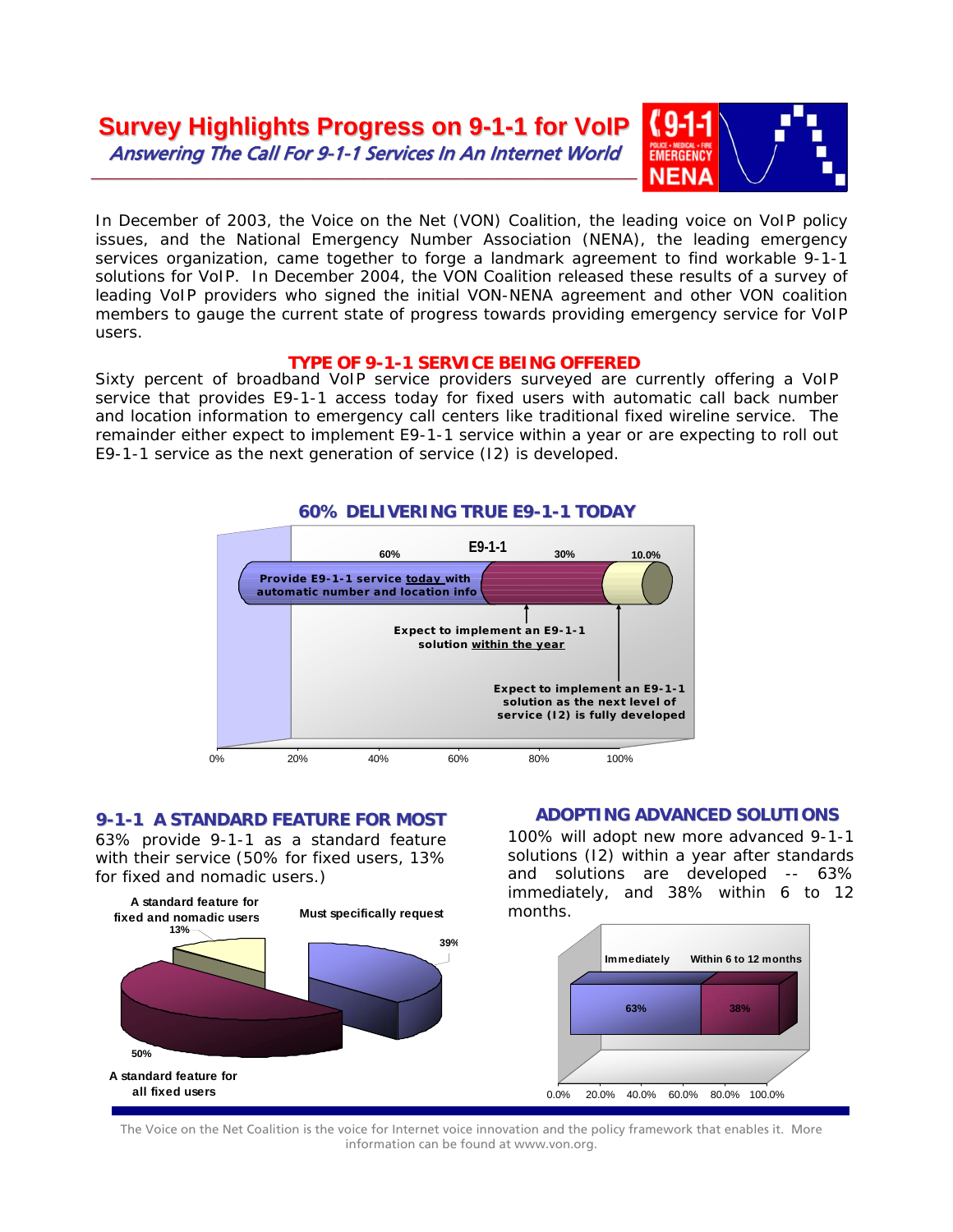# Survey Highlights Progress on 9-1-1 for VoIP

*Answering The Call For 9-1-1 Services In An Internet World*

In December of 2003, the Voice on the Net (VON) Coalition, the leading voice on VoIP policy issues, and the National Emergency Number Association (NENA), the leading emergency services organization, came together to forge a landmark agreement to find workable 9-1-1 solutions for VoIP. In December 2004, the VON Coalition released these results of a survey of leading VoIP providers who signed the initial VON-NENA agreement and other VON coalition members to gauge the current state of progress towards providing emergency service for VoIP users.

## TYPE OF 9-1-1 SERVICE BEING OFFERED

Sixty percent of broadband VoIP service providers surveyed are currently offering a VoIP service that provides E9-1-1 access today for fixed users with automatic call back number and location information to emergency call centers like traditional fixed wireline service. The remainder either expect to implement E9-1-1 service within a year or are expecting to roll out E9-1-1 service as the next generation of service (I2) is developed.

### 60% DELIVERING TRUE E9-1-1 TODAY

E9-1-1

| Category | Percent |
| --- | --- |
| Provide E9-1-1 service today with automatic number and location info | 60% |
| Expect to implement an E9-1-1 solution within the year | 30% |
| Expect to implement an E9-1-1 solution as the next level of service (I2) is fully developed | 10.0% |

## 9-1-1 A STANDARD FEATURE FOR MOST

63% provide 9-1-1 as a standard feature with their service (50% for fixed users, 13% for fixed and nomadic users.)

| Category | Percent |
| --- | --- |
| A standard feature for fixed and nomadic users | 13% |
| Must specifically request | 39% |
| A standard feature for all fixed users | 50% |

## ADOPTING ADVANCED SOLUTIONS

100% will adopt new more advanced 9-1-1 solutions (I2) within a year after standards and solutions are developed -- 63% immediately, and 38% within 6 to 12 months.

| Immediately | Within 6 to 12 months |
| --- | --- |
| 63% | 38% |

The Voice on the Net Coalition is the voice for Internet voice innovation and the policy framework that enables it. More information can be found at www.von.org.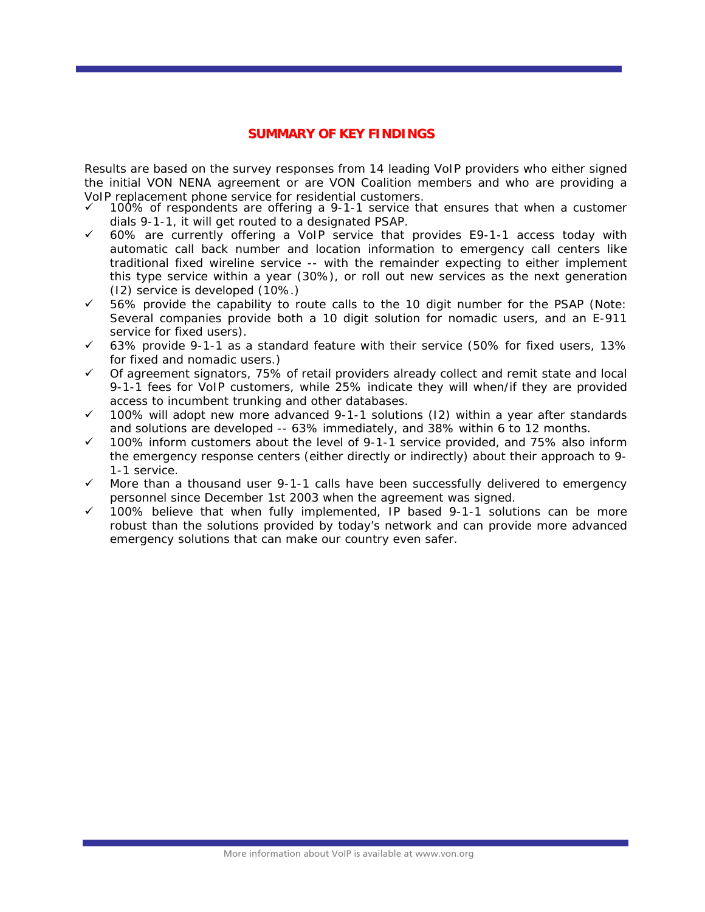## SUMMARY OF KEY FINDINGS

Results are based on the survey responses from 14 leading VoIP providers who either signed the initial VON NENA agreement or are VON Coalition members and who are providing a VoIP replacement phone service for residential customers.

- ✓ 100% of respondents are offering a 9-1-1 service that ensures that when a customer dials 9-1-1, it will get routed to a designated PSAP.
- ✓ 60% are currently offering a VoIP service that provides E9-1-1 access today with automatic call back number and location information to emergency call centers like traditional fixed wireline service -- with the remainder expecting to either implement this type service within a year (30%), or roll out new services as the next generation (I2) service is developed (10%.)
- ✓ 56% provide the capability to route calls to the 10 digit number for the PSAP (Note: Several companies provide both a 10 digit solution for nomadic users, and an E-911 service for fixed users).
- ✓ 63% provide 9-1-1 as a standard feature with their service (50% for fixed users, 13% for fixed and nomadic users.)
- ✓ Of agreement signators, 75% of retail providers already collect and remit state and local 9-1-1 fees for VoIP customers, while 25% indicate they will when/if they are provided access to incumbent trunking and other databases.
- ✓ 100% will adopt new more advanced 9-1-1 solutions (I2) within a year after standards and solutions are developed -- 63% immediately, and 38% within 6 to 12 months.
- ✓ 100% inform customers about the level of 9-1-1 service provided, and 75% also inform the emergency response centers (either directly or indirectly) about their approach to 9-1-1 service.
- ✓ More than a thousand user 9-1-1 calls have been successfully delivered to emergency personnel since December 1st 2003 when the agreement was signed.
- ✓ 100% believe that when fully implemented, IP based 9-1-1 solutions can be more robust than the solutions provided by today's network and can provide more advanced emergency solutions that can make our country even safer.